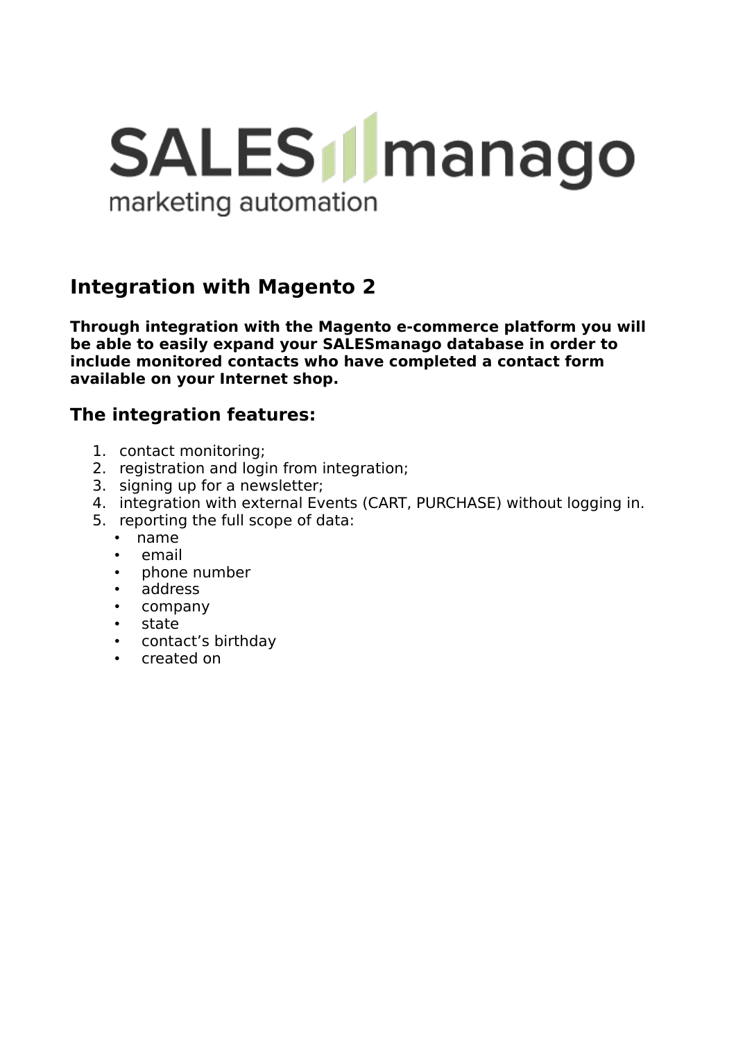SALES manago

marketing automation

# Integration with Magento 2

**Through integration with the Magento e-commerce platform you will be able to easily expand your SALESmanago database in order to include monitored contacts who have completed a contact form available on your Internet shop.**

## The integration features:

1. contact monitoring;
2. registration and login from integration;
3. signing up for a newsletter;
4. integration with external Events (CART, PURCHASE) without logging in.
5. reporting the full scope of data:
   - name
   - email
   - phone number
   - address
   - company
   - state
   - contact’s birthday
   - created on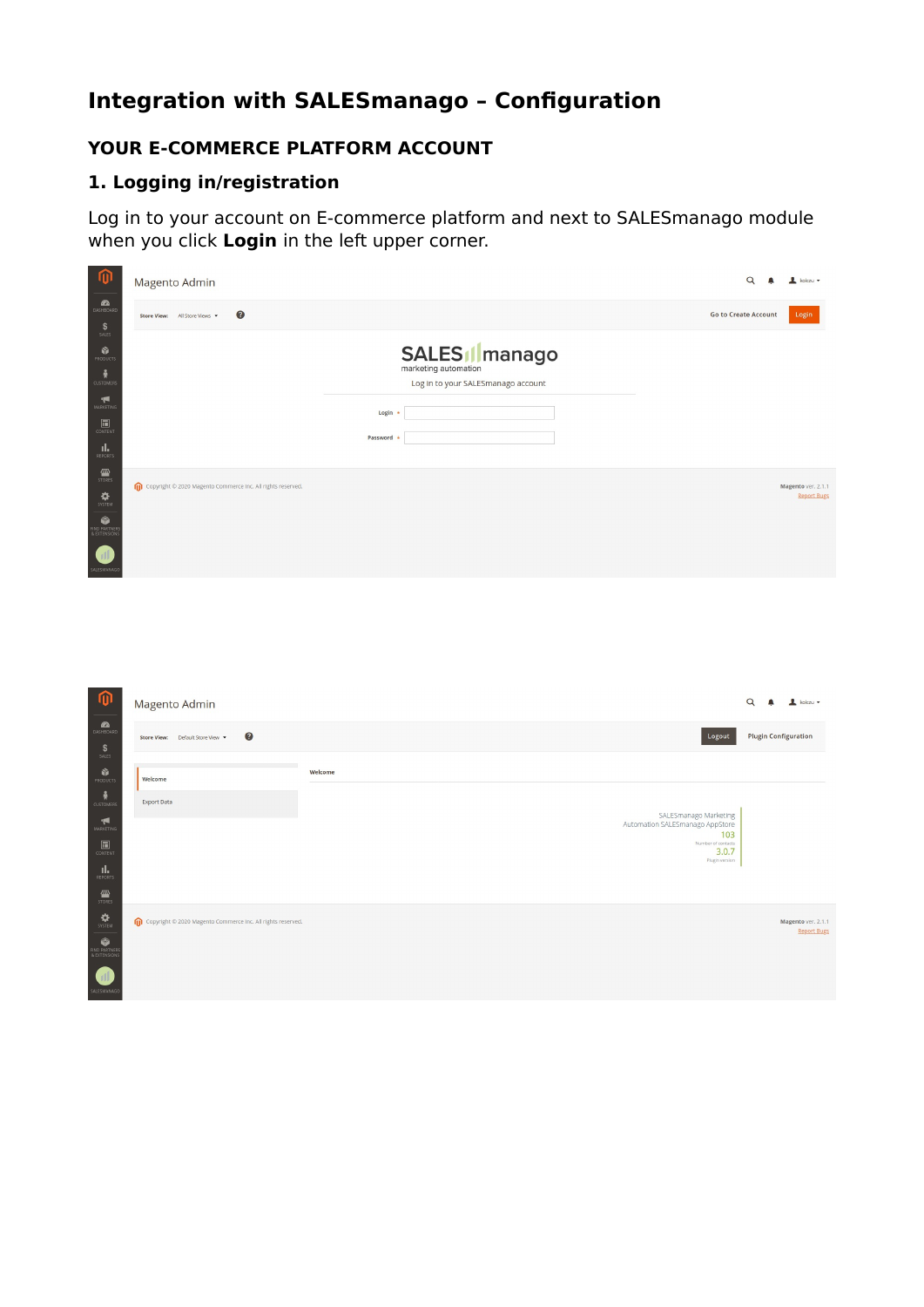# Integration with SALESmanago – Configuration

## YOUR E-COMMERCE PLATFORM ACCOUNT

### 1. Logging in/registration

Log in to your account on E-commerce platform and next to SALESmanago module when you click **Login** in the left upper corner.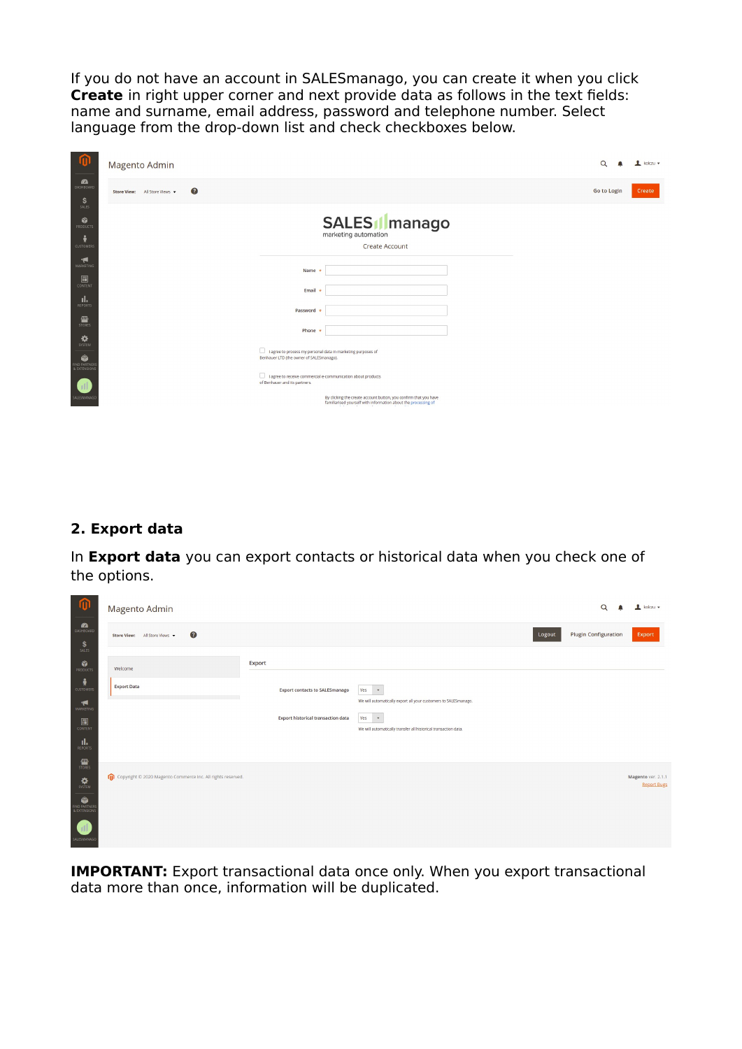If you do not have an account in SALESmanago, you can create it when you click **Create** in right upper corner and next provide data as follows in the text fields: name and surname, email address, password and telephone number. Select language from the drop-down list and check checkboxes below.

## 2. Export data

In **Export data** you can export contacts or historical data when you check one of the options.

**IMPORTANT:** Export transactional data once only. When you export transactional data more than once, information will be duplicated.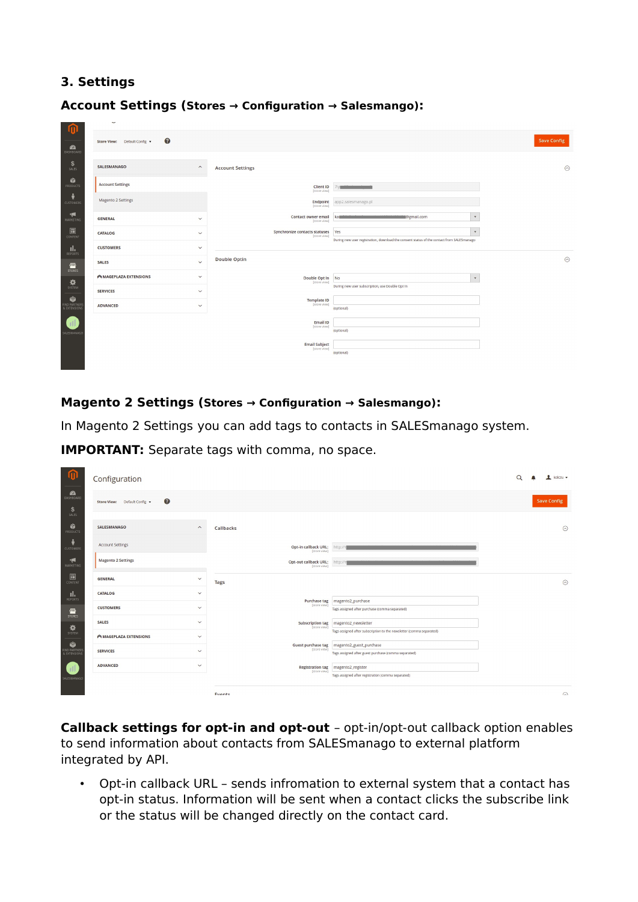## 3. Settings

### Account Settings (Stores → Configuration → Salesmango):

### Magento 2 Settings (Stores → Configuration → Salesmango):

In Magento 2 Settings you can add tags to contacts in SALESmanago system.

**IMPORTANT:** Separate tags with comma, no space.

**Callback settings for opt-in and opt-out** – opt-in/opt-out callback option enables to send information about contacts from SALESmanago to external platform integrated by API.

- Opt-in callback URL – sends infromation to external system that a contact has opt-in status. Information will be sent when a contact clicks the subscribe link or the status will be changed directly on the contact card.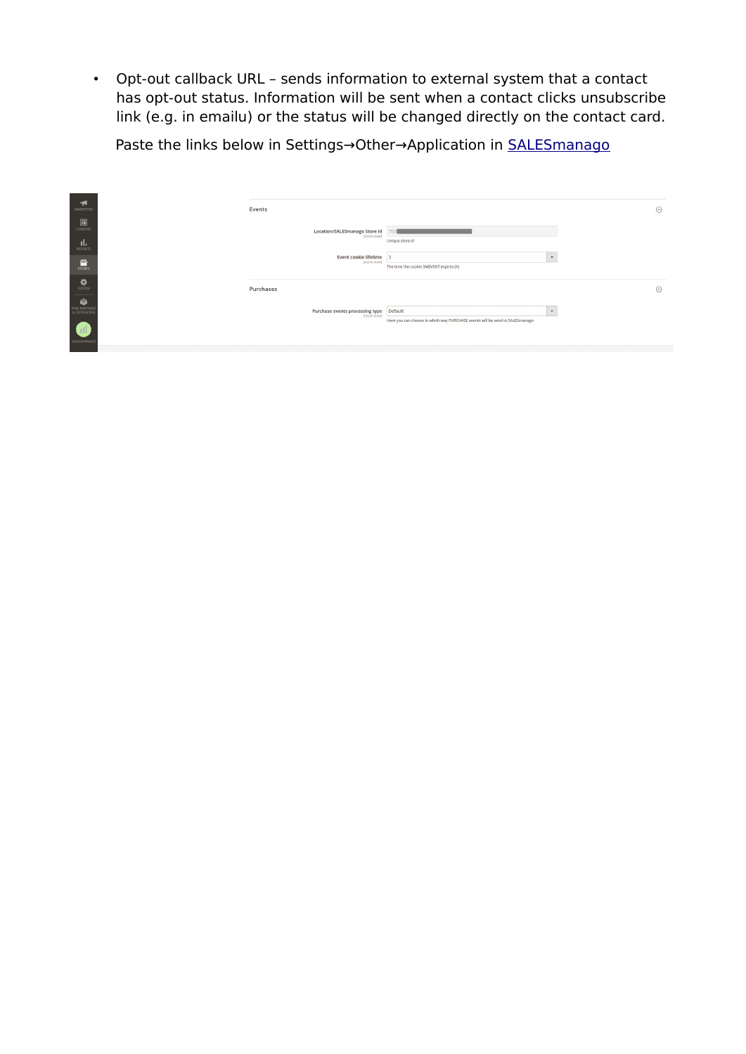- Opt-out callback URL – sends information to external system that a contact has opt-out status. Information will be sent when a contact clicks unsubscribe link (e.g. in emailu) or the status will be changed directly on the contact card.

  Paste the links below in Settings→Other→Application in [SALESmanago]()